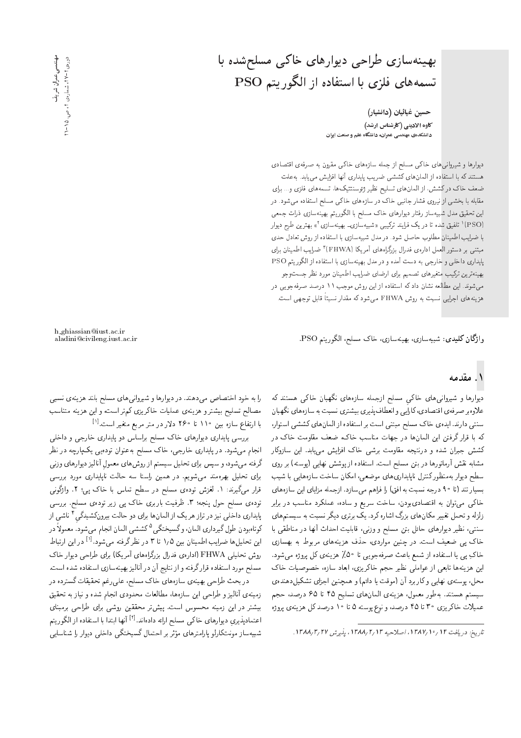# بهینه‌سازی طراحی دیوارهای خاکی مسلح‌شده با تسمه‌های فلزی با استفاده از الگوریتم PSO

**حسین غیاثیان (دانشیار)**
**کاوه الادینی (کارشناس ارشد)**
**دانشکده‌ی مهندسی عمران، دانشگاه علم و صنعت ایران**

دیوارها و شیروانی‌های خاکی مسلح از جمله سازه‌های خاکی مقرون به صرفه‌ی اقتصادی هستند که با استفاده از المان‌های کششی ضریب پایداری آنها افزایش می‌یابد. به‌علت ضعف خاک در کشش، از المان‌های تسلیح نظیر ژئوسنتتیک‌ها، تسمه‌های فلزی و... برای مقابله با بخشی از نیروی فشار جانبی خاک در سازه‌های خاکی مسلح استفاده می‌شود. در این تحقیق مدل شبیه‌ساز رفتار دیوارهای خاک مسلح با الگوریتم بهینه‌سازی ذرات جمعی (PSO)[1] تلفیق شده تا در یک فرایند ترکیبی «شبیه‌سازی- بهینه‌سازی[2]» بهترین طرح دیوار با ضرایب اطمینان مطلوب حاصل شود. در مدل شبیه‌سازی با استفاده از روش تعادل حدی مبتنی بر دستورالعمل اداره‌ی فدرال بزرگراه‌های آمریکا (FHWA)[3] ضرایب اطمینان برای پایداری داخلی و خارجی به دست آمده و در مدل بهینه‌سازی با استفاده از الگوریتم PSO بهینه‌ترین ترکیب متغیرهای تصمیم برای ارضای ضرایب اطمینان مورد نظر جست‌وجو می‌شوند. این مطالعه نشان داد که استفاده از این روش موجب ۱۱ درصد صرفه‌جویی در هزینه‌های اجرایی نسبت به روش FHWA می‌شود که مقدار نسبتاً قابل توجهی است.

h_ghiassian@iust.ac.ir
aladini@civileng.iust.ac.ir

**واژگان کلیدی:** شبیه‌سازی، بهینه‌سازی، خاک مسلح، الگوریتم PSO.

## ۱. مقدمه

دیوارها و شیروانی‌های خاکی مسلح ازجمله سازه‌های نگهبان خاکی هستند که علاوه‌بر صرفه‌ی اقتصادی، کارایی و انعطاف‌پذیری بیشتری نسبت به سازه‌های نگهبان سنتی دارند. ایده‌ی خاک مسلح مبتنی است بر استفاده از المان‌های کششی استوار، که با قرار گرفتن این المان‌ها در جهات مناسب خاک، ضعف مقاومت خاک در کشش جبران شده و درنتیجه مقاومت برشی خاک افزایش می‌یابد. این سازوکار مشابه نقش آرماتورها در بتن مسلح است. استفاده از پوشش نهایی (پوسته) بر روی سطح دیوار به‌منظور کنترل ناپایداری‌های موضعی، امکان ساخت سازه‌هایی با شیب بسیار تند (تا ۹۰ درجه نسبت به افق) را فراهم می‌سازد. ازجمله مزایای این سازه‌های خاکی می‌توان به اقتصادی‌بودن، ساخت سریع و ساده، عملکرد مناسب در برابر زلزله و تحمل تغییر مکان‌های بزرگ اشاره کرد. یک برتری دیگر نسبت به سیستم‌های سنتی، نظیر دیوارهای حائل بتن مسلح و وزنی، قابلیت احداث آنها در مناطقی با خاک پی ضعیف است. در چنین مواردی، حذف هزینه‌های مربوط به بهسازی خاکِ پی یا استفاده از شمع باعث صرفه‌جویی تا ۵۰٪ هزینه‌ی کل پروژه می‌شود. این هزینه‌ها تابعی از عواملی نظیر حجم خاکریزی، ابعاد سازه، خصوصیات خاک محل، پوسته‌ی نهایی و کاربرد آن (موقت یا دائم) و همچنین اجزای تشکیل‌دهنده‌ی سیستم هستند. به‌طور معمول، هزینه‌ی المان‌های تسلیح ۴۵ تا ۶۵ درصد، حجم عملیات خاکریزی ۳۰ تا ۴۵ درصد، و نوع پوسته ۵ تا ۱۰ درصد کل هزینه‌ی پروژه را به خود اختصاص می‌دهند. در دیوارها و شیروانی‌های مسلح بلند هزینه‌ی نسبی مصالح تسلیح بیشتر و هزینه‌ی عملیات خاکریزی کم‌تر است؛ و این هزینه متناسب با ارتفاع سازه بین ۱۱۰ تا ۲۶۰ دلار در متر مربع متغیر است.[1]

بررسی پایداری دیوارهای خاک مسلح براساس دو پایداری خارجی و داخلی انجام می‌شود. در پایداری خارجی، خاک مسلح به‌عنوان توده‌یی یکپارچه در نظر گرفته می‌شود، و سپس برای تحلیل سیستم از روش‌های معمول آنالیز دیوارهای وزنی برای تحلیل بهره‌مند می‌شویم. در همین راستا سه حالت ناپایداری مورد بررسی قرار می‌گیرند: ۱. لغزش توده‌ی مسلح در سطح تماس با خاک پی؛ ۲. واژگونی توده‌ی مسلح حول پنجه؛ ۳. ظرفیت باربری خاک پی زیر توده‌ی مسلح. بررسی پایداری داخلی نیز در تراز هر یک از المان‌ها برای دو حالت بیرون‌کشیدگی[4] ناشی از کوتاه‌بودن طول گیرداری المان، و گسیختگی[5] کششی المان انجام می‌شود. معمولاً در این تحلیل‌ها ضرایب اطمینان بین ۱٫۵ تا ۳ در نظر گرفته می‌شود.[1] در این ارتباط روش تحلیلی FHWA (اداره‌ی فدرال بزرگراه‌های آمریکا) برای طراحی دیوار خاک مسلح مورد استفاده قرارگرفته و از نتایج آن در آنالیز بهینه‌سازی استفاده شده است.

در بحث طراحی بهینه‌ی سازه‌های خاک مسلح، علی‌رغم تحقیقات گسترده در زمینه‌ی آنالیز و طراحی این سازه‌ها، مطالعات محدودی انجام شده و نیاز به تحقیق بیشتر در این زمینه محسوس است. پیش‌تر محققین روشی برای طراحی برمبنای اعتمادپذیری دیوارهای خاکی مسلح ارائه داده‌اند.[2] آنها ابتدا با استفاده از الگوریتم شبیه‌ساز مونت‌کارلو پارامترهای مؤثر بر احتمال گسیختگی داخلی دیوار را شناسایی

*تاریخ: دریافت ۱۴ /۱۰/ ۱۳۸۷، اصلاحیه ۱۳ /۲/ ۱۳۸۸، پذیرش ۲۷ /۳/ ۱۳۸۸.*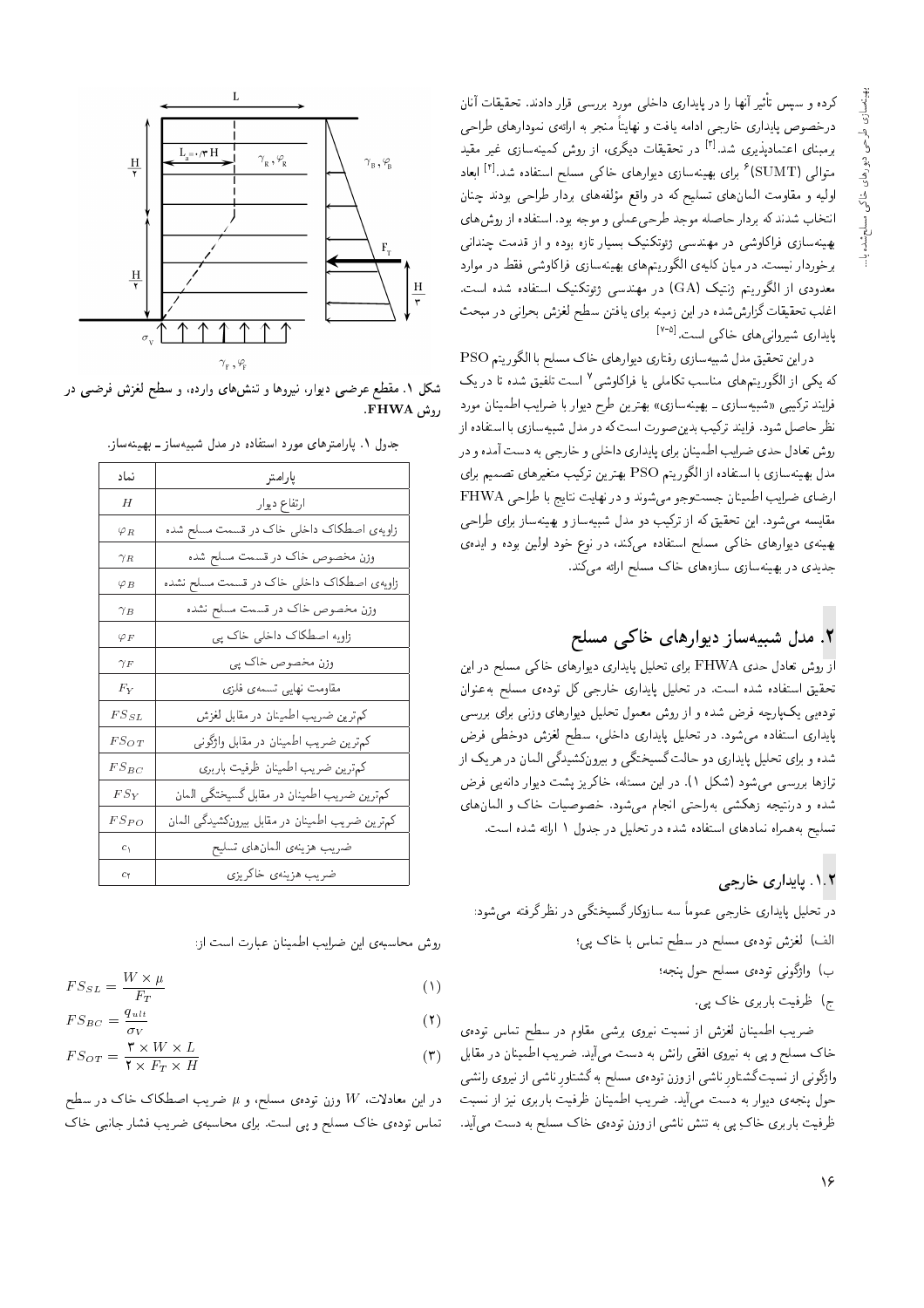کرده و سپس تأثیر آنها را در پایداری داخلی مورد بررسی قرار دادند. تحقیقات آنان درخصوص پایداری خارجی ادامه یافت و نهایتاً منجر به ارائه‌ی نمودارهای طراحی برمبنای اعتمادپذیری شد.[3] در تحقیقات دیگری، از روش کمینه‌سازی غیر مقید متوالی (SUMT)[6] برای بهینه‌سازی دیوارهای خاکی مسلح استفاده شد.[4] ابعاد اولیه و مقاومت المان‌های تسلیح که در واقع مؤلفه‌های بردار طراحی بودند چنان انتخاب شدند که بردار حاصله موجد طرحی عملی و موجه بود. استفاده از روش‌های بهینه‌سازی فراکاوشی در مهندسی ژئوتکنیک بسیار تازه بوده و از قدمت چندانی برخوردار نیست. در میان کلیه‌ی الگوریتم‌های بهینه‌سازی فراکاوشی فقط در موارد معدودی از الگوریتم ژنتیک (GA) در مهندسی ژئوتکنیک استفاده شده است. اغلب تحقیقات گزارش‌شده در این زمینه برای یافتن سطح لغزش بحرانی در مبحث پایداری شیروانی‌های خاکی است.[5-7]

در این تحقیق مدل شبیه‌سازی رفتاری دیوارهای خاک مسلح با الگوریتم PSO که یکی از الگوریتم‌های مناسب تکاملی یا فراکاوشی[7] است تلفیق شده تا در یک فرایند ترکیبی «شبیه‌سازی ـ بهینه‌سازی» بهترین طرح دیوار با ضرایب اطمینان مورد نظر حاصل شود. فرایند ترکیب بدین‌صورت است که در مدل شبیه‌سازی با استفاده از روش تعادل حدی ضرایب اطمینان برای پایداری داخلی و خارجی به دست آمده و در مدل بهینه‌سازی با استفاده از الگوریتم PSO بهترین ترکیب متغیرهای تصمیم برای ارضای ضرایب اطمینان جست‌وجو می‌شوند و در نهایت نتایج با طراحی FHWA مقایسه می‌شود. این تحقیق که از ترکیب دو مدل شبیه‌ساز و بهینه‌ساز برای طراحی بهینه‌ی دیوارهای خاکی مسلح استفاده می‌کند، در نوع خود اولین بوده و ایده‌ی جدیدی در بهینه‌سازی سازه‌های خاک مسلح ارائه می‌کند.

## ۲. مدل شبیه‌ساز دیوارهای خاکی مسلح

از روش تعادل حدی FHWA برای تحلیل پایداری دیوارهای خاکی مسلح در این تحقیق استفاده شده است. در تحلیل پایداری خارجی کل توده‌ی مسلح به‌عنوان توده‌یی یک‌پارچه فرض شده و از روش معمول تحلیل دیوارهای وزنی برای بررسی پایداری استفاده می‌شود. در تحلیل پایداری داخلی، سطح لغزش دوخطی فرض شده و برای تحلیل پایداری دو حالت گسیختگی و بیرون‌کشیدگی المان در هریک از ترازها بررسی می‌شود (شکل ۱). در این مسئله، خاکریز پشت دیوار دانه‌یی فرض شده و درنتیجه زهکشی به‌راحتی انجام می‌شود. خصوصیات خاک و المان‌های تسلیح به‌همراه نمادهای استفاده شده در تحلیل در جدول ۱ ارائه شده است.

### ۱.۲. پایداری خارجی

در تحلیل پایداری خارجی عموماً سه سازوکار گسیختگی در نظرگرفته می‌شود:

الف) لغزش توده‌ی مسلح در سطح تماس با خاک پی؛

ب) واژگونی توده‌ی مسلح حول پنجه؛

ج) ظرفیت باربری خاک پی.

ضریب اطمینان لغزش از نسبت نیروی برشی مقاوم در سطح تماس توده‌ی خاک مسلح و پی به نیروی افقی رانش به دست می‌آید. ضریب اطمینان در مقابل واژگونی از نسبت گشتاور ناشی از وزن توده‌ی مسلح به گشتاور ناشی از نیروی رانشی حول پنجه‌ی دیوار به دست می‌آید. ضریب اطمینان ظرفیت باربری نیز از نسبت ظرفیت باربری خاک پی به تنش ناشی از وزن توده‌ی خاک مسلح به دست می‌آید.

شکل ۱. مقطع عرضی دیوار، نیروها و تنش‌های وارده، و سطح لغزش فرضی در روش FHWA.

جدول ۱. پارامترهای مورد استفاده در مدل شبیه‌ساز ـ بهینه‌ساز.

| پارامتر | نماد |
|---|---|
| ارتفاع دیوار | $H$ |
| زاویه‌ی اصطکاک داخلی خاک در قسمت مسلح شده | $\varphi_R$ |
| وزن مخصوص خاک در قسمت مسلح شده | $\gamma_R$ |
| زاویه‌ی اصطکاک داخلی خاک در قسمت مسلح نشده | $\varphi_B$ |
| وزن مخصوص خاک در قسمت مسلح نشده | $\gamma_B$ |
| زاویه اصطکاک داخلی خاک پی | $\varphi_F$ |
| وزن مخصوص خاک پی | $\gamma_F$ |
| مقاومت نهایی تسمه‌ی فلزی | $F_Y$ |
| کم‌ترین ضریب اطمینان در مقابل لغزش | $FS_{SL}$ |
| کم‌ترین ضریب اطمینان در مقابل واژگونی | $FS_{OT}$ |
| کم‌ترین ضریب اطمینان ظرفیت باربری | $FS_{BC}$ |
| کم‌ترین ضریب اطمینان در مقابل گسیختگی المان | $FS_Y$ |
| کم‌ترین ضریب اطمینان در مقابل بیرون‌کشیدگی المان | $FS_{PO}$ |
| ضریب هزینه‌ی المان‌های تسلیح | $c_1$ |
| ضریب هزینه‌ی خاکریزی | $c_2$ |

روش محاسبه‌ی این ضرایب اطمینان عبارت است از:

$$FS_{SL} = \frac{W \times \mu}{F_T} \quad (1)$$

$$FS_{BC} = \frac{q_{ult}}{\sigma_V} \quad (2)$$

$$FS_{OT} = \frac{3 \times W \times L}{2 \times F_T \times H} \quad (3)$$

در این معادلات، $W$ وزن توده‌ی مسلح، و $\mu$ ضریب اصطکاک خاک در سطح تماس توده‌ی خاک مسلح و پی است. برای محاسبه‌ی ضریب فشار جانبی خاک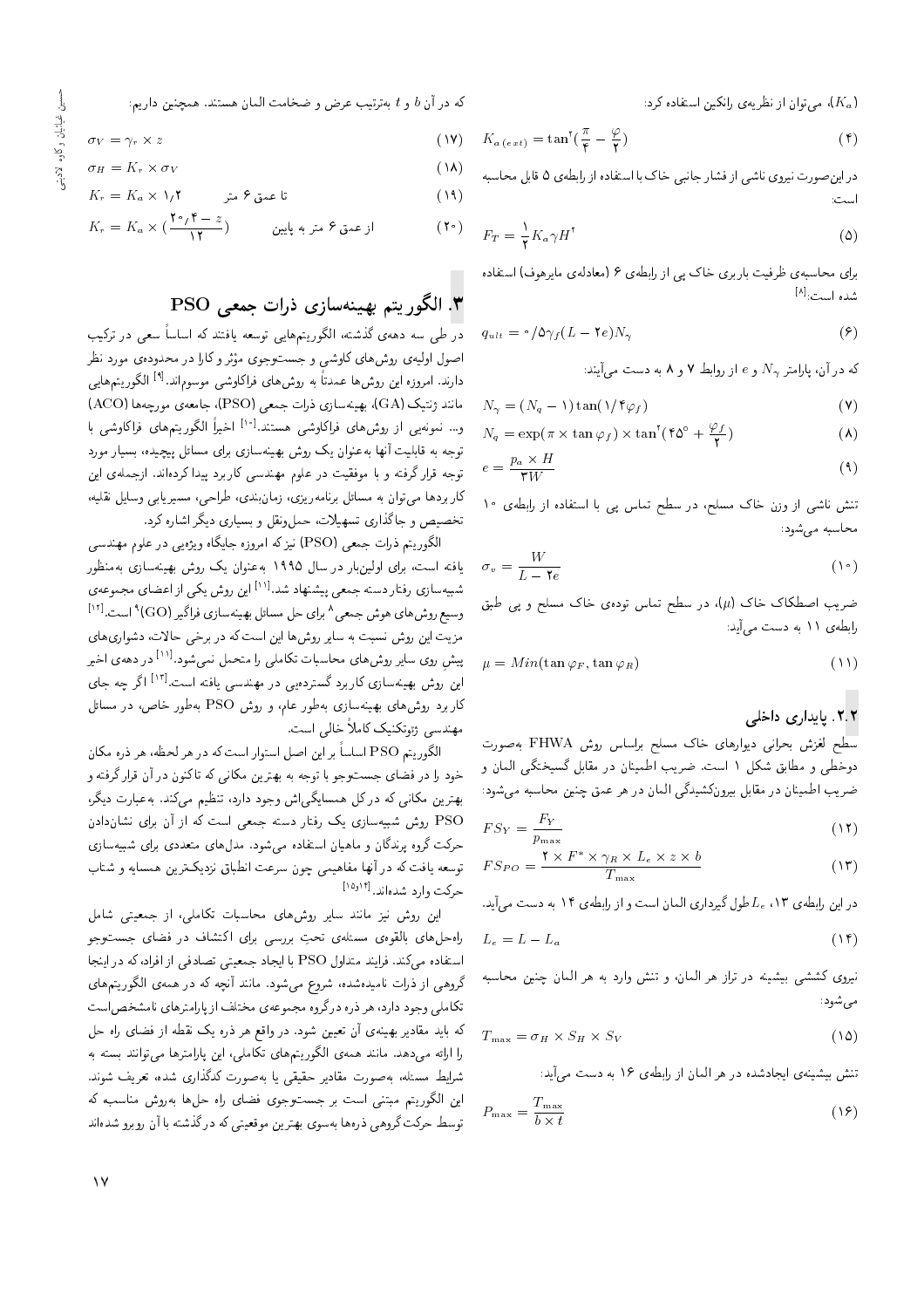($K_a$)، می‌توان از نظریه‌ی رانکین استفاده کرد:

$$K_{a\,(ext)} = \tan^2(\frac{\pi}{4} - \frac{\varphi}{2}) \quad (4)$$

در این‌صورت نیروی ناشی از فشار جانبی خاک با استفاده از رابطه‌ی ۵ قابل محاسبه است:

$$F_T = \frac{1}{2} K_a \gamma H^2 \quad (5)$$

برای محاسبه‌ی ظرفیت باربری خاک پی از رابطه‌ی ۶ (معادله‌ی مایرهوف) استفاده شده است:[8]

$$q_{ult} = 0/5 \gamma_f (L - 2e) N_\gamma \quad (6)$$

که در آن، پارامتر $N_\gamma$ و $e$ از روابط ۷ و ۸ به دست می‌آیند:

$$N_\gamma = (N_q - 1)\tan(1/4\varphi_f) \quad (7)$$

$$N_q = \exp(\pi \times \tan\varphi_f) \times \tan^2(45^\circ + \frac{\varphi_f}{2}) \quad (8)$$

$$e = \frac{p_a \times H}{3W} \quad (9)$$

تنش ناشی از وزن خاک مسلح، در سطح تماس پی با استفاده از رابطه‌ی ۱۰ محاسبه می‌شود:

$$\sigma_v = \frac{W}{L - 2e} \quad (10)$$

ضریب اصطکاک خاک ($\mu$)، در سطح تماس توده‌ی خاک مسلح و پی طبق رابطه‌ی ۱۱ به دست می‌آید:

$$\mu = Min(\tan\varphi_F, \tan\varphi_R) \quad (11)$$

### ۲.۲. پایداری داخلی

سطح لغزش بحرانی دیوارهای خاک مسلح براساس روش FHWA به‌صورت دوخطی و مطابق شکل ۱ است. ضریب اطمینان در مقابل گسیختگی المان و ضریب اطمینان در مقابل بیرون‌کشیدگی المان در هر عمق چنین محاسبه می‌شود:

$$FS_Y = \frac{F_Y}{p_{\max}} \quad (12)$$

$$FS_{PO} = \frac{2 \times F^* \times \gamma_R \times L_e \times z \times b}{T_{\max}} \quad (13)$$

در این رابطه‌ی ۱۳، $L_e$ طول گیرداری المان است و از رابطه‌ی ۱۴ به دست می‌آید.

$$L_e = L - L_a \quad (14)$$

نیروی کششی بیشینه در تراز هر المان، و تنش وارد به هر المان چنین محاسبه می‌شود:

$$T_{\max} = \sigma_H \times S_H \times S_V \quad (15)$$

تنش بیشینه‌ی ایجادشده در هر المان از رابطه‌ی ۱۶ به دست می‌آید:

$$P_{\max} = \frac{T_{\max}}{b \times t} \quad (16)$$

که در آن $b$ و $t$ به‌ترتیب عرض و ضخامت المان هستند. همچنین داریم:

$$\sigma_V = \gamma_r \times z \quad (17)$$

$$\sigma_H = K_r \times \sigma_V \quad (18)$$

$$K_r = K_a \times 1/2 \qquad \text{تا عمق ۶ متر} \quad (19)$$

$$K_r = K_a \times (\frac{20/4 - z}{12}) \qquad \text{از عمق ۶ متر به پایین} \quad (20)$$

## ۳. الگوریتم بهینه‌سازی ذرات جمعی PSO

در طی سه دهه‌ی گذشته، الگوریتم‌هایی توسعه یافتند که اساساً سعی در ترکیب اصول اولیه‌ی روش‌های کاوشی و جست‌وجوی مؤثر و کارا در محدوده‌ی مورد نظر دارند. امروزه این روش‌ها عمدتاً به روش‌های فراکاوشی موسوم‌اند.[9] الگوریتم‌هایی مانند ژنتیک (GA)، بهینه‌سازی ذرات جمعی (PSO)، جامعه‌ی مورچه‌ها (ACO) و... نمونه‌یی از روش‌های فراکاوشی هستند.[10] اخیراً الگوریتم‌های فراکاوشی با توجه به قابلیت آنها به‌عنوان یک روش بهینه‌سازی برای مسائل پیچیده، بسیار مورد توجه قرار گرفته و با موفقیت در علوم مهندسی کاربرد پیدا کرده‌اند. ازجمله‌ی این کاربردها می‌توان به مسائل برنامه‌ریزی، زمان‌بندی، طراحی، مسیریابی وسایل نقلیه، تخصیص و جاگذاری تسهیلات، حمل‌ونقل و بسیاری دیگر اشاره کرد.

الگوریتم ذرات جمعی (PSO) نیز که امروزه جایگاه ویژه‌یی در علوم مهندسی یافته است، برای اولین‌بار در سال ۱۹۹۵ به‌عنوان یک روش بهینه‌سازی به‌منظور شبیه‌سازی رفتار دسته جمعی پیشنهاد شد.[11] این روش یکی از اعضای مجموعه‌ی وسیع روش‌های هوش جمعی[8] برای حل مسائل بهینه‌سازی فراگیر (GO)[9] است.[12] مزیت این روش نسبت به سایر روش‌ها این است که در برخی حالات، دشواری‌های پیش روی سایر روش‌های محاسبات تکاملی را متحمل نمی‌شود.[11] در دهه‌ی اخیر این روش بهینه‌سازی کاربرد گسترده‌یی در مهندسی یافته است.[13] اگر چه جای کاربرد روش‌های بهینه‌سازی به‌طور عام، و روش PSO به‌طور خاص، در مسائل مهندسی ژئوتکنیک کاملاً خالی است.

الگوریتم PSO اساساً بر این اصل استوار است که در هر لحظه، هر ذره مکان خود را در فضای جست‌وجو با توجه به بهترین مکانی که تاکنون در آن قرار گرفته و بهترین مکانی که در کل همسایگی‌اش وجود دارد، تنظیم می‌کند. به‌عبارت دیگر، PSO روش شبیه‌سازی یک رفتار دسته جمعی است که از آن برای نشان‌دادن حرکت گروه پرندگان و ماهیان استفاده می‌شود. مدل‌های متعددی برای شبیه‌سازی توسعه یافت که در آنها مفاهیمی چون سرعت انطباق نزدیک‌ترین همسایه و شتاب حرکت وارد شده‌اند.[14,15]

این روش نیز مانند سایر روش‌های محاسبات تکاملی، از جمعیتی شامل راه‌حل‌های بالقوه‌ی مسئله‌ی تحت بررسی برای اکتشاف در فضای جست‌وجو استفاده می‌کند. فرایند متداول PSO با ایجاد جمعیتی تصادفی از افراد، که در اینجا گروهی از ذرات نامیده‌شده، شروع می‌شود. مانند آنچه که در همه‌ی الگوریتم‌های تکاملی وجود دارد، هر ذره درگروه مجموعه‌ی مختلف از پارامترهای نامشخص‌است که باید مقادیر بهینه‌ی آن تعیین شود. در واقع هر ذره یک نقطه از فضای راه حل را ارائه می‌دهد. مانند همه‌ی الگوریتم‌های تکاملی، این پارامترها می‌توانند بسته به شرایط مسئله، به‌صورت مقادیر حقیقی یا به‌صورت کدگذاری شده، تعریف شوند. این الگوریتم مبتنی است بر جست‌وجوی فضای راه حل‌ها به‌روش مناسبه که توسط حرکت گروهی ذره‌ها به‌سوی بهترین موقعیتی که درگذشته با آن روبرو شده‌اند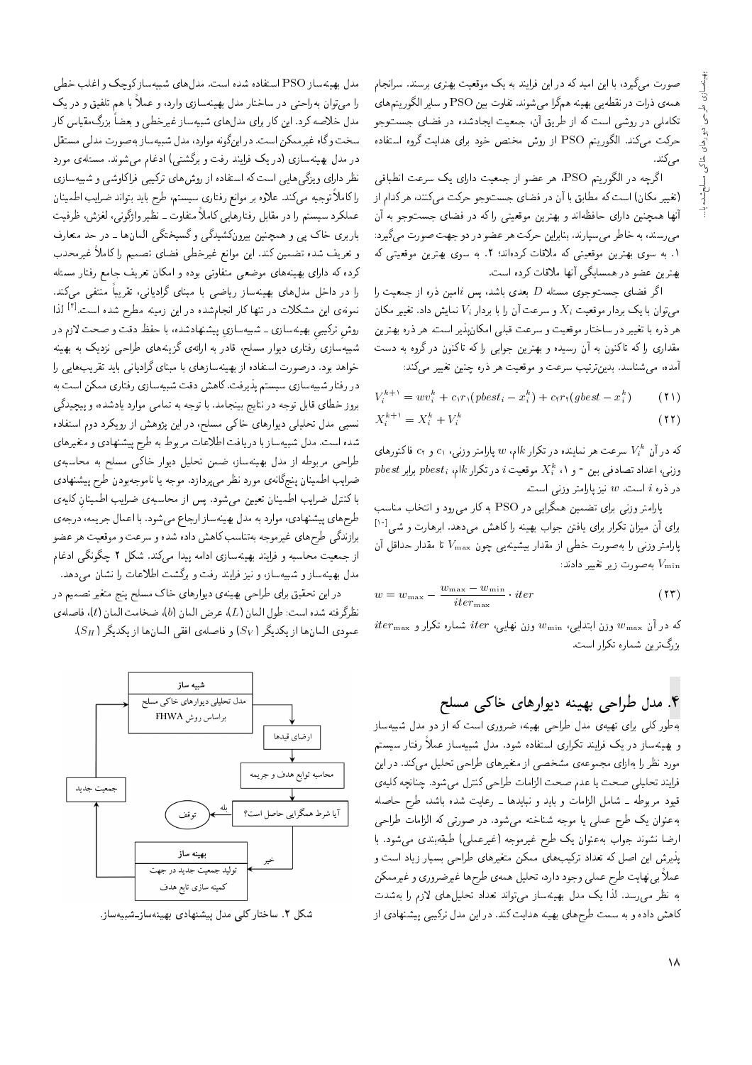صورت می‌گیرد، با این امید که در این فرایند به یک موقعیت بهتری برسند. سرانجام همه‌ی ذرات در نقطه‌یی بهینه هم‌گرا می‌شوند. تفاوت بین PSO و سایر الگوریتم‌های تکاملی در روشی است که از طریق آن، جمعیت ایجادشده در فضای جست‌وجو حرکت می‌کند. الگوریتم PSO از روش مختص خود برای هدایت گروه استفاده می‌کند.

اگرچه در الگوریتم PSO، هر عضو از جمعیت دارای یک سرعت انطباقی (تغییر مکان) است که مطابق با آن در فضای جست‌وجو حرکت می‌کنند، هرکدام از آنها همچنین دارای حافظه‌اند و بهترین موقعیتی را که در فضای جست‌وجو به آن می‌رسند، به خاطر می‌سپارند. بنابراین حرکت هر عضو در دو جهت صورت می‌گیرد: ۱. به سوی بهترین موقعیتی که ملاقات کرده‌اند؛ ۲. به سوی بهترین موقعیتی که بهترین عضو در همسایگی آنها ملاقات کرده است.

اگر فضای جست‌وجوی مسئله $D$ بعدی باشد، پس $i$امین ذره از جمعیت را می‌توان با یک بردار موقعیت $X_i$ و سرعت آن را با بردار $V_i$ نمایش داد. تغییر مکان هر ذره با تغییر در ساختار موقعیت و سرعت قبلی امکان‌پذیر است. هر ذره بهترین مقداری را که تاکنون به آن رسیده و بهترین جوابی را که تاکنون در گروه به دست آمده، می‌شناسد. بدین‌ترتیب سرعت و موقعیت هر ذره چنین تغییر می‌کند:

$$V_i^{k+1} = wv_i^k + c_1r_1(pbest_i - x_i^k) + c_2r_2(gbest - x_i^k) \qquad (21)$$

$$X_i^{k+1} = X_i^k + V_i^k \qquad (22)$$

که در آن $V_i^k$ سرعت هر نماینده در تکرار $k$ام، $w$ پارامتر وزنی، $c_1$ و $c_2$ فاکتورهای وزنی، اعداد تصادفی بین ۰ و ۱، $X_i^k$ موقعیت $i$ در تکرار $k$ام، $pbest_i$ برابر $pbest$ در ذره $i$ است. $w$ نیز پارامتر وزنی است.

پارامتر وزنی برای تضمین همگرایی در PSO به کار می‌رود و انتخاب مناسب برای آن میزان تکرار برای یافتن جواب بهینه را کاهش می‌دهد. ابرهارت و شی[10] پارامتر وزنی را به‌صورت خطی از مقدار بیشینه‌یی چون $V_{\max}$ تا مقدار حداقل آن $V_{\min}$ به‌صورت زیر تغییر دادند:

$$w = w_{\max} - \frac{w_{\max} - w_{\min}}{iter_{\max}} \cdot iter \qquad (23)$$

که در آن $w_{\max}$ وزن ابتدایی، $w_{\min}$ وزن نهایی، $iter$ شماره تکرار و $iter_{\max}$ بزرگ‌ترین شماره تکرار است.

## ۴. مدل طراحی بهینه دیوارهای خاکی مسلح

به‌طور کلی برای تهیه‌ی مدل طراحی بهینه، ضروری است که از دو مدل شبیه‌ساز و بهینه‌ساز در یک فرایند تکراری استفاده شود. مدل شبیه‌ساز عملاً رفتار سیستم مورد نظر را به‌ازای مجموعه‌ی مشخصی از متغیرهای طراحی تحلیل می‌کند. در این فرایند تحلیلی صحت یا عدم صحت الزامات طراحی کنترل می‌شود. چنانچه کلیه‌ی قیود مربوطه ــ شامل الزامات و باید و نبایدها ــ رعایت شده باشد، طرح حاصله به‌عنوان یک طرح عملی یا موجه شناخته می‌شود. در صورتی که الزامات طراحی ارضا نشوند جواب به‌عنوان یک طرح غیرموجه (غیرعملی) طبقه‌بندی می‌شود. با پذیرش این اصل که تعداد ترکیب‌های ممکن متغیرهای طراحی بسیار زیاد است و عملاً بی‌نهایت طرح عملی وجود دارد، تحلیل همه‌ی طرح‌ها غیرضروری و غیرممکن به نظر می‌رسد. لذا یک مدل بهینه‌ساز می‌تواند تعداد تحلیل‌های لازم را به‌شدت کاهش داده و به سمت طرح‌های بهینه هدایت کند. در این مدل ترکیبی پیشنهادی از مدل بهینه‌ساز PSO استفاده شده است. مدل‌های شبیه‌ساز کوچک و اغلب خطی را می‌توان به‌راحتی در ساختار مدل بهینه‌سازی وارد، و عملاً با هم تلفیق و در یک مدل خلاصه کرد. این کار برای مدل‌های شبیه‌ساز غیرخطی و بعضاً بزرگ‌مقیاس کار سخت و گاه غیرممکن است. در این‌گونه موارد، مدل شبیه‌ساز به‌صورت مدلی مستقل در مدل بهینه‌سازی (در یک فرایند رفت و برگشتی) ادغام می‌شوند. مسئله‌ی مورد نظر دارای ویژگی‌هایی است که استفاده از روش‌های ترکیبی فراکاوشی و شبیه‌سازی را کاملاً توجیه می‌کند. علاوه بر موانع رفتاری سیستم، طرح باید بتواند ضرایب اطمینان عملکرد سیستم را در مقابل رفتارهایی کاملاً متفاوت ــ نظیر واژگونی، لغزش، ظرفیت باربری خاک پی و همچنین بیرون‌کشیدگی و گسیختگی المان‌ها ــ در حد متعارف و تعریف شده تضمین کند. این موانع غیرخطی فضای تصمیم را کاملاً غیرمحدب کرده که دارای بهینه‌های موضعی متفاوتی بوده و امکان تعریف جامع رفتار مسئله را در داخل مدل‌های بهینه‌ساز ریاضی با مبنای گرادیانی، تقریباً منتفی می‌کند. نمونه‌ی این مشکلات در تنها کار انجام‌شده در این زمینه مطرح شده است.[4] لذا روش ترکیبی بهینه‌سازی ــ شبیه‌سازی پیشنهادشده، با حفظ دقت و صحت لازم در شبیه‌سازی رفتاری دیوار مسلح، قادر به ارائه‌ی گزینه‌های طراحی نزدیک به بهینه خواهد بود. درصورت استفاده از بهینه‌سازهای با مبنای گرادیانی باید تقریب‌هایی را در رفتار شبیه‌سازی سیستم پذیرفت. کاهش دقت شبیه‌سازی رفتاری ممکن است به بروز خطای قابل توجه در نتایج بینجامد. با توجه به تمامی موارد یادشده، و پیچیدگی نسبی مدل تحلیلی دیوارهای خاکی مسلح، در این پژوهش از رویکرد دوم استفاده شده است. مدل شبیه‌ساز با دریافت اطلاعات مربوط به طرح پیشنهادی و متغیرهای طراحی مربوطه از مدل بهینه‌ساز، ضمن تحلیل دیوار خاکی مسلح به محاسبه‌ی ضرایب اطمینان پنج‌گانه‌ی مورد نظر می‌پردازد. موجه یا ناموجه‌بودن طرح پیشنهادی با کنترل ضرایب اطمینان تعیین می‌شود. پس از محاسبه‌ی ضرایب اطمینان کلیه‌ی طرح‌های پیشنهادی، موارد به مدل بهینه‌ساز ارجاع می‌شود. با اعمال جریمه، درجه‌ی برازندگی طرح‌های غیرموجه به‌تناسب کاهش داده شده و سرعت و موقعیت هر عضو از جمعیت محاسبه و فرایند بهینه‌سازی ادامه پیدا می‌کند. شکل ۲ چگونگی ادغام مدل بهینه‌ساز و شبیه‌ساز، و نیز فرایند رفت و برگشت اطلاعات را نشان می‌دهد.

در این تحقیق برای طراحی بهینه‌ی دیوارهای خاک مسلح پنج متغیر تصمیم در نظرگرفته شده است: طول المان ($L$)، عرض المان ($b$)، ضخامت المان ($t$)، فاصله‌ی عمودی المان‌ها از یکدیگر ($S_V$) و فاصله‌ی افقی المان‌ها از یکدیگر ($S_H$).

شکل ۲. ساختار کلی مدل پیشنهادی بهینه‌ساز‌ـ‌شبیه‌ساز.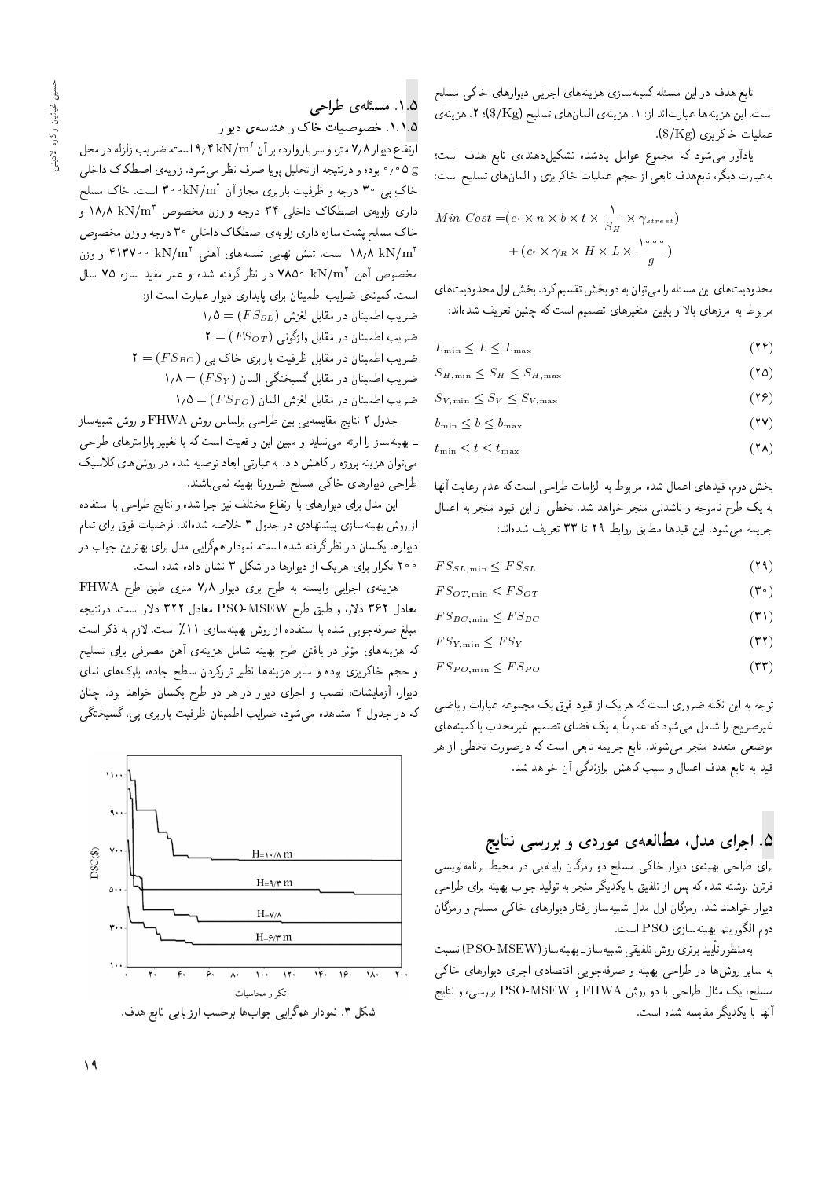تابع هدف در این مسئله کمینه‌سازی هزینه‌های اجرایی دیوارهای خاکی مسلح است. این هزینه‌ها عبارت‌اند از: ۱. هزینه‌ی المان‌های تسلیح ($/Kg)؛ ۲. هزینه‌ی عملیات خاکریزی ($/Kg).

یادآور می‌شود که مجموع عوامل یادشده تشکیل‌دهنده‌ی تابع هدف است؛ به‌عبارت دیگر، تابع‌هدف تابعی از حجم عملیات خاکریزی و المان‌های تسلیح است:

$$Min\ Cost = (c_1 \times n \times b \times t \times \frac{1}{S_H} \times \gamma_{street}) + (c_2 \times \gamma_R \times H \times L \times \frac{1000}{g})$$

محدودیت‌های این مسئله را می‌توان به دو بخش تقسیم کرد. بخش اول محدودیت‌های مربوط به مرزهای بالا و پایین متغیرهای تصمیم است که چنین تعریف شده‌اند:

$$L_{\min} \leq L \leq L_{\max} \quad (24)$$

$$S_{H,\min} \leq S_H \leq S_{H,\max} \quad (25)$$

$$S_{V,\min} \leq S_V \leq S_{V,\max} \quad (26)$$

$$b_{\min} \leq b \leq b_{\max} \quad (27)$$

$$t_{\min} \leq t \leq t_{\max} \quad (28)$$

بخش دوم، قیدهای اعمال شده مربوط به الزامات طراحی است که عدم رعایت آنها به یک طرح ناموجه و ناشدنی منجر خواهد شد. تخطی از این قیود منجر به اعمال جریمه می‌شود. این قیدها مطابق روابط ۲۹ تا ۳۳ تعریف شده‌اند:

$$FS_{SL,\min} \leq FS_{SL} \quad (29)$$

$$FS_{OT,\min} \leq FS_{OT} \quad (30)$$

$$FS_{BC,\min} \leq FS_{BC} \quad (31)$$

$$FS_{Y,\min} \leq FS_Y \quad (32)$$

$$FS_{PO,\min} \leq FS_{PO} \quad (33)$$

توجه به این نکته ضروری است که هریک از قیود فوق یک مجموعه عبارات ریاضی غیرصریح را شامل می‌شود که عموماً به یک فضای تصمیم غیرمحدب با کمینه‌های موضعی متعدد منجر می‌شوند. تابع جریمه تابعی است که درصورت تخطی از هر قید به تابع هدف اعمال و سبب کاهش برازندگی آن خواهد شد.

## ۵. اجرای مدل، مطالعه‌ی موردی و بررسی نتایج

برای طراحی بهینه‌ی دیوار خاکی مسلح دو رمزگان رایانه‌یی در محیط برنامه‌نویسی فرترن نوشته شده که پس از تلفیق با یکدیگر منجر به تولید جواب بهینه برای طراحی دیوار خواهند شد. رمزگان اول مدل شبیه‌ساز رفتار دیوارهای خاکی مسلح و رمزگان دوم الگوریتم بهینه‌سازی PSO است.

به‌منظور تأیید برتری روش تلفیقی شبیه‌ساز ـ بهینه‌ساز (PSO-MSEW) نسبت به سایر روش‌ها در طراحی بهینه و صرفه‌جویی اقتصادی اجرای دیوارهای خاکی مسلح، یک مثال طراحی با دو روش FHWA و PSO-MSEW بررسی، و نتایج آنها با یکدیگر مقایسه شده است.

### ۱.۵. مسئله‌ی طراحی

#### ۱.۱.۵. خصوصیات خاک و هندسه‌ی دیوار

ارتفاع دیوار ۷٫۸ متر، و سربار وارده بر آن $9{,}4\ \text{kN/m}^2$ است. ضریب زلزله در محل ۰٫۰۵g بوده و درنتیجه از تحلیل پویا صرف نظر می‌شود. زاویه‌ی اصطکاک داخلی خاک پی ۳۰ درجه و ظرفیت باربری مجاز آن $300\ \text{kN/m}^2$ است. خاک مسلح دارای زاویه‌ی اصطکاک داخلی ۳۴ درجه و وزن مخصوص $18{,}8\ \text{kN/m}^3$ و خاک مسلح پشت سازه دارای زاویه‌ی اصطکاک داخلی ۳۰ درجه و وزن مخصوص $18{,}8\ \text{kN/m}^3$ است. تنش نهایی تسمه‌های آهنی $413700\ \text{kN/m}^2$ و وزن مخصوص آهن $7850\ \text{kN/m}^3$ در نظر گرفته شده و عمر مفید سازه ۷۵ سال است. کمینه‌ی ضرایب اطمینان برای پایداری دیوار عبارت است از:

ضریب اطمینان در مقابل لغزش $(FS_{SL}) = 1{,}5$

ضریب اطمینان در مقابل واژگونی $(FS_{OT}) = 2$

ضریب اطمینان در مقابل ظرفیت باربری خاک پی $(FS_{BC}) = 2$

ضریب اطمینان در مقابل گسیختگی المان $(FS_Y) = 1{,}8$

ضریب اطمینان در مقابل لغزش المان $(FS_{PO}) = 1{,}5$

جدول ۲ نتایج مقایسه‌یی بین طراحی براساس روش FHWA و روش شبیه‌ساز ـ بهینه‌ساز را ارائه می‌نماید و مبین این واقعیت است که با تغییر پارامترهای طراحی می‌توان هزینه پروژه را کاهش داد. به‌عبارتی ابعاد توصیه شده در روش‌های کلاسیک طراحی دیوارهای خاکی مسلح ضرورتاً بهینه نمی‌باشند.

این مدل برای دیوارهای با ارتفاع مختلف نیز اجرا شده و نتایج طراحی با استفاده از روش بهینه‌سازی پیشنهادی در جدول ۳ خلاصه شده‌اند. فرضیات فوق برای تمام دیوارها یکسان در نظر گرفته شده است. نمودار همگرایی مدل برای بهترین جواب در ۲۰۰ تکرار برای هریک از دیوارها در شکل ۳ نشان داده شده است.

هزینه‌ی اجرایی وابسته به طرح برای دیوار ۷٫۸ متری طبق طرح FHWA معادل ۳۶۲ دلار، و طبق طرح PSO-MSEW معادل ۳۲۲ دلار است. درنتیجه مبلغ صرفه‌جویی شده با استفاده از روش بهینه‌سازی ۱۱٪ است. لازم به ذکر است که هزینه‌های مؤثر در یافتن طرح بهینه شامل هزینه‌ی آهن مصرفی برای تسلیح و حجم خاکریزی بوده و سایر هزینه‌ها نظیر ترازکردن سطح جاده، بلوک‌های نمای دیوار، آزمایشات، نصب و اجرای دیوار در هر دو طرح یکسان خواهد بود. چنان که در جدول ۴ مشاهده می‌شود، ضرایب اطمینان ظرفیت باربری پی، گسیختگی

شکل ۳. نمودار همگرایی جواب‌ها برحسب ارزیابی تابع هدف.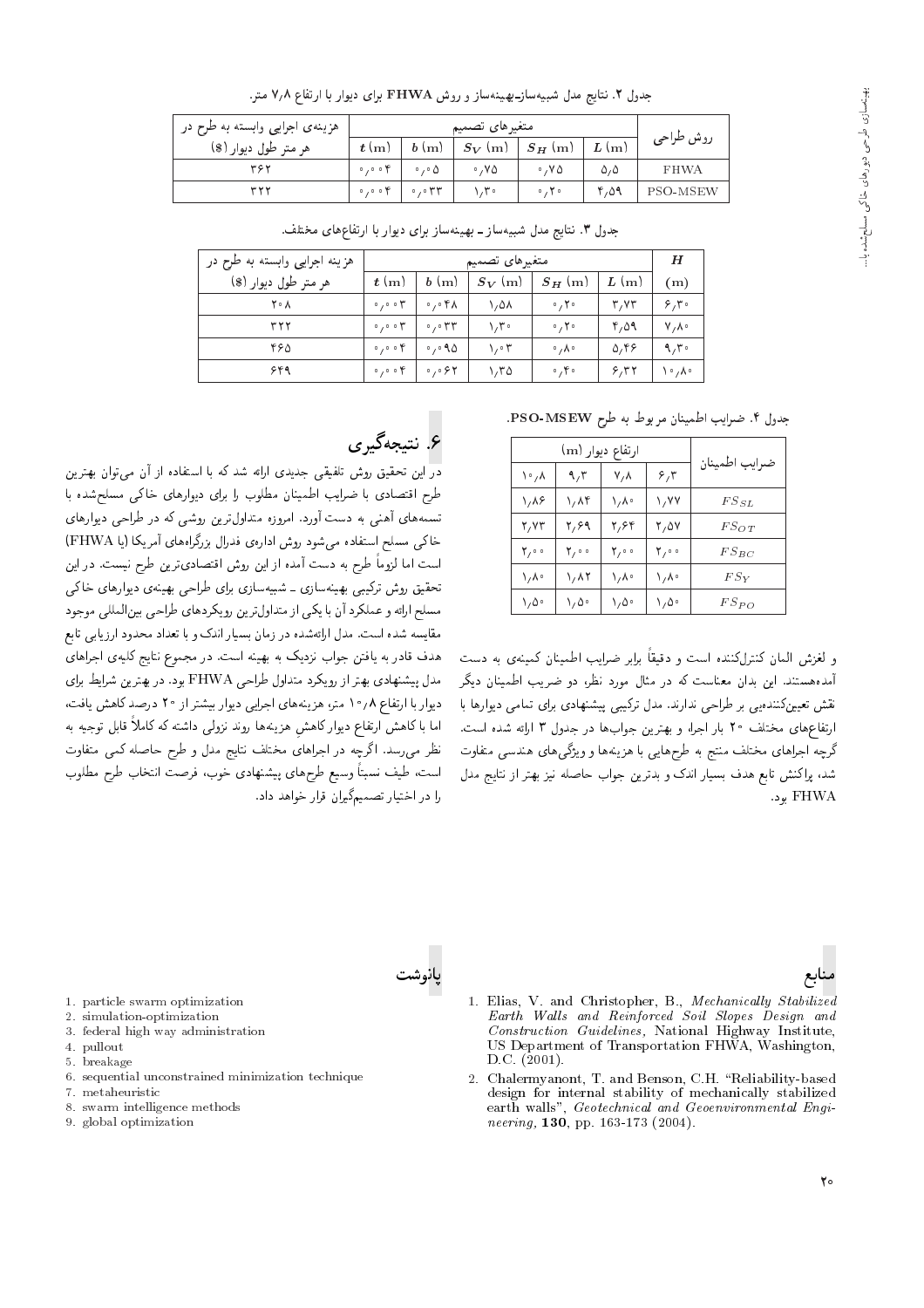جدول ۲. نتایج مدل شبیه‌سازـ‌بهینه‌ساز و روش FHWA برای دیوار با ارتفاع ۷٫۸ متر.

| روش طراحی | متغیرهای تصمیم | | | | | هزینه‌ی اجرایی وابسته به طرح در هر متر طول دیوار ($) |
|---|---|---|---|---|---|---|
| | $L$ (m) | $S_H$ (m) | $S_V$ (m) | $b$ (m) | $t$ (m) | |
| FHWA | ۵٫۵ | ۰٫۷۵ | ۰٫۷۵ | ۰٫۰۵ | ۰٫۰۰۴ | ۳۶۲ |
| PSO-MSEW | ۴٫۵۹ | ۰٫۲۰ | ۱٫۳۰ | ۰٫۰۳۳ | ۰٫۰۰۴ | ۳۲۲ |

جدول ۳. نتایج مدل شبیه‌ساز ـ بهینه‌ساز برای دیوار با ارتفاع‌های مختلف.

| $H$ | متغیرهای تصمیم | | | | | هزینه اجرایی وابسته به طرح در هر متر طول دیوار ($) |
|---|---|---|---|---|---|---|
| (m) | $L$ (m) | $S_H$ (m) | $S_V$ (m) | $b$ (m) | $t$ (m) | |
| ۶٫۳۰ | ۳٫۷۳ | ۰٫۲۰ | ۱٫۵۸ | ۰٫۰۴۸ | ۰٫۰۰۳ | ۲۰۸ |
| ۷٫۸۰ | ۴٫۵۹ | ۰٫۲۰ | ۱٫۳۰ | ۰٫۰۳۳ | ۰٫۰۰۳ | ۳۲۲ |
| ۹٫۳۰ | ۵٫۴۶ | ۰٫۸۰ | ۱٫۰۳ | ۰٫۰۹۵ | ۰٫۰۰۴ | ۴۶۵ |
| ۱۰٫۸۰ | ۶٫۳۲ | ۰٫۴۰ | ۱٫۳۵ | ۰٫۰۶۲ | ۰٫۰۰۴ | ۶۴۹ |

جدول ۴. ضرایب اطمینان مربوط به طرح PSO-MSEW.

| ضرایب اطمینان | ارتفاع دیوار (m) | | | |
|---|---|---|---|---|
| | ۶٫۳ | ۷٫۸ | ۹٫۳ | ۱۰٫۸ |
| $FS_{SL}$ | ۱٫۷۷ | ۱٫۸۰ | ۱٫۸۴ | ۱٫۸۶ |
| $FS_{OT}$ | ۲٫۵۷ | ۲٫۶۴ | ۲٫۶۹ | ۲٫۷۳ |
| $FS_{BC}$ | ۲٫۰۰ | ۲٫۰۰ | ۲٫۰۰ | ۲٫۰۰ |
| $FS_{Y}$ | ۱٫۸۰ | ۱٫۸۰ | ۱٫۸۲ | ۱٫۸۰ |
| $FS_{PO}$ | ۱٫۵۰ | ۱٫۵۰ | ۱٫۵۰ | ۱٫۵۰ |

و لغزش المان کنترل‌کننده است و دقیقاً برابر ضرایب اطمینان کمینه‌ی به دست آمده‌هستند. این بدان معناست که در مثال مورد نظر، دو ضریب اطمینان دیگر نقش تعیین‌کننده‌یی بر طراحی ندارند. مدل ترکیبی پیشنهادی برای تمامی دیوارها با ارتفاع‌های مختلف ۲۰ بار اجرا، و بهترین جواب‌ها در جدول ۳ ارائه شده است. گرچه اجراهای مختلف منتج به طرح‌هایی با هزینه‌ها و ویژگی‌های هندسی متفاوت شد، پراکنش تابع هدف بسیار اندک و بدترین جواب حاصله نیز بهتر از نتایج مدل FHWA بود.

## ۶. نتیجه‌گیری

در این تحقیق روش تلفیقی جدیدی ارائه شد که با استفاده از آن می‌توان بهترین طرح اقتصادی با ضرایب اطمینان مطلوب را برای دیوارهای خاکی مسلح‌شده با تسمه‌های آهنی به دست آورد. امروزه متداول‌ترین روشی که در طراحی دیوارهای خاکی مسلح استفاده می‌شود روش اداره‌ی فدرال بزرگراه‌های آمریکا (یا FHWA) است اما لزوماً طرح به دست آمده از این روش اقتصادی‌ترین طرح نیست. در این تحقیق روش ترکیبی بهینه‌سازی ـ شبیه‌سازی برای طراحی بهینه‌ی دیوارهای خاکی مسلح ارائه و عملکرد آن با یکی از متداول‌ترین رویکردهای طراحی بین‌المللی موجود مقایسه شده است. مدل ارائه‌شده در زمان بسیار اندک و با تعداد محدود ارزیابی تابع هدف قادر به یافتن جواب نزدیک به بهینه است. در مجموع نتایج کلیه‌ی اجراهای مدل پیشنهادی بهتر از رویکرد متداول طراحی FHWA بود. در بهترین شرایط برای دیوار با ارتفاع ۱۰٫۸ متر، هزینه‌های اجرایی دیوار بیشتر از ۲۰ درصد کاهش یافت، اما با کاهش ارتفاع دیوار کاهشِ هزینه‌ها روند نزولی داشته که کاملاً قابل توجیه به نظر می‌رسد. اگرچه در اجراهای مختلف نتایج مدل و طرح حاصله کمی متفاوت است، طیف نسبتاً وسیع طرح‌های پیشنهادی خوب، فرصت انتخاب طرح مطلوب را در اختیار تصمیم‌گیران قرار خواهد داد.

## منابع

1. Elias, V. and Christopher, B., *Mechanically Stabilized Earth Walls and Reinforced Soil Slopes Design and Construction Guidelines*, National Highway Institute, US Department of Transportation FHWA, Washington, D.C. (2001).
2. Chalermyanont, T. and Benson, C.H. "Reliability-based design for internal stability of mechanically stabilized earth walls", *Geotechnical and Geoenvironmental Engineering*, **130**, pp. 163-173 (2004).

## پانوشت

1. particle swarm optimization
2. simulation-optimization
3. federal high way administration
4. pullout
5. breakage
6. sequential unconstrained minimization technique
7. metaheuristic
8. swarm intelligence methods
9. global optimization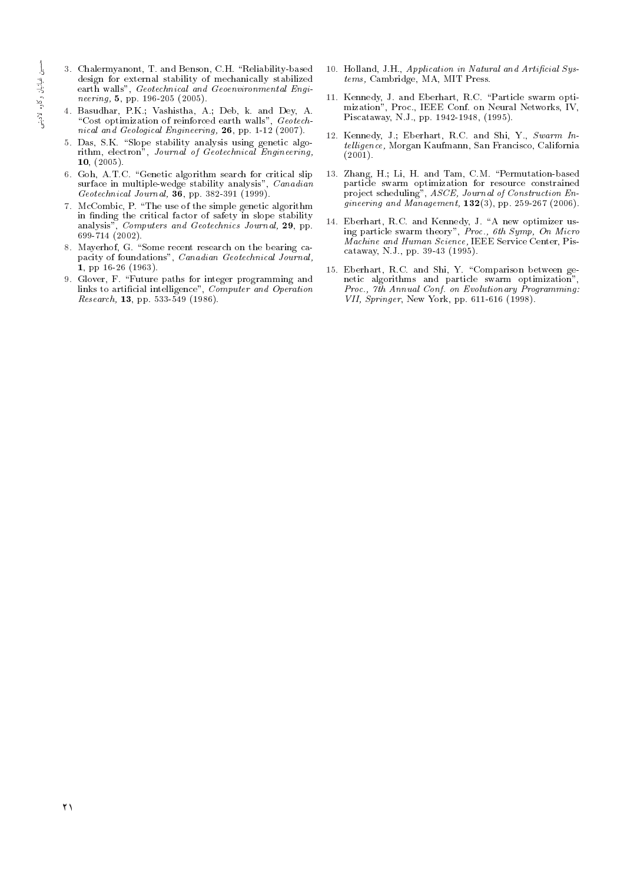3. Chalermyanont, T. and Benson, C.H. "Reliability-based design for external stability of mechanically stabilized earth walls", *Geotechnical and Geoenvironmental Engineering,* **5**, pp. 196-205 (2005).

4. Basudhar, P.K.; Vashistha, A.; Deb, k. and Dey, A. "Cost optimization of reinforced earth walls", *Geotechnical and Geological Engineering,* **26**, pp. 1-12 (2007).

5. Das, S.K. "Slope stability analysis using genetic algorithm, electron", *Journal of Geotechnical Engineering,* **10**, (2005).

6. Goh, A.T.C. "Genetic algorithm search for critical slip surface in multiple-wedge stability analysis", *Canadian Geotechnical Journal,* **36**, pp. 382-391 (1999).

7. McCombic, P. "The use of the simple genetic algorithm in finding the critical factor of safety in slope stability analysis", *Computers and Geotechnics Journal,* **29**, pp. 699-714 (2002).

8. Mayerhof, G. "Some recent research on the bearing capacity of foundations", *Canadian Geotechnical Journal,* **1**, pp 16-26 (1963).

9. Glover, F. "Future paths for integer programming and links to artificial intelligence", *Computer and Operation Research,* **13**, pp. 533-549 (1986).

10. Holland, J.H., *Application in Natural and Artificial Systems,* Cambridge, MA, MIT Press.

11. Kennedy, J. and Eberhart, R.C. "Particle swarm optimization", Proc., IEEE Conf. on Neural Networks, IV, Piscataway, N.J., pp. 1942-1948, (1995).

12. Kennedy, J.; Eberhart, R.C. and Shi, Y., *Swarm Intelligence,* Morgan Kaufmann, San Francisco, California (2001).

13. Zhang, H.; Li, H. and Tam, C.M. "Permutation-based particle swarm optimization for resource constrained project scheduling", *ASCE, Journal of Construction Engineering and Management,* **132**(3), pp. 259-267 (2006).

14. Eberhart, R.C. and Kennedy, J. "A new optimizer using particle swarm theory", *Proc., 6th Symp, On Micro Machine and Human Science,* IEEE Service Center, Piscataway, N.J., pp. 39-43 (1995).

15. Eberhart, R.C. and Shi, Y. "Comparison between genetic algorithms and particle swarm optimization", *Proc., 7th Annual Conf. on Evolutionary Programming: VII, Springer,* New York, pp. 611-616 (1998).